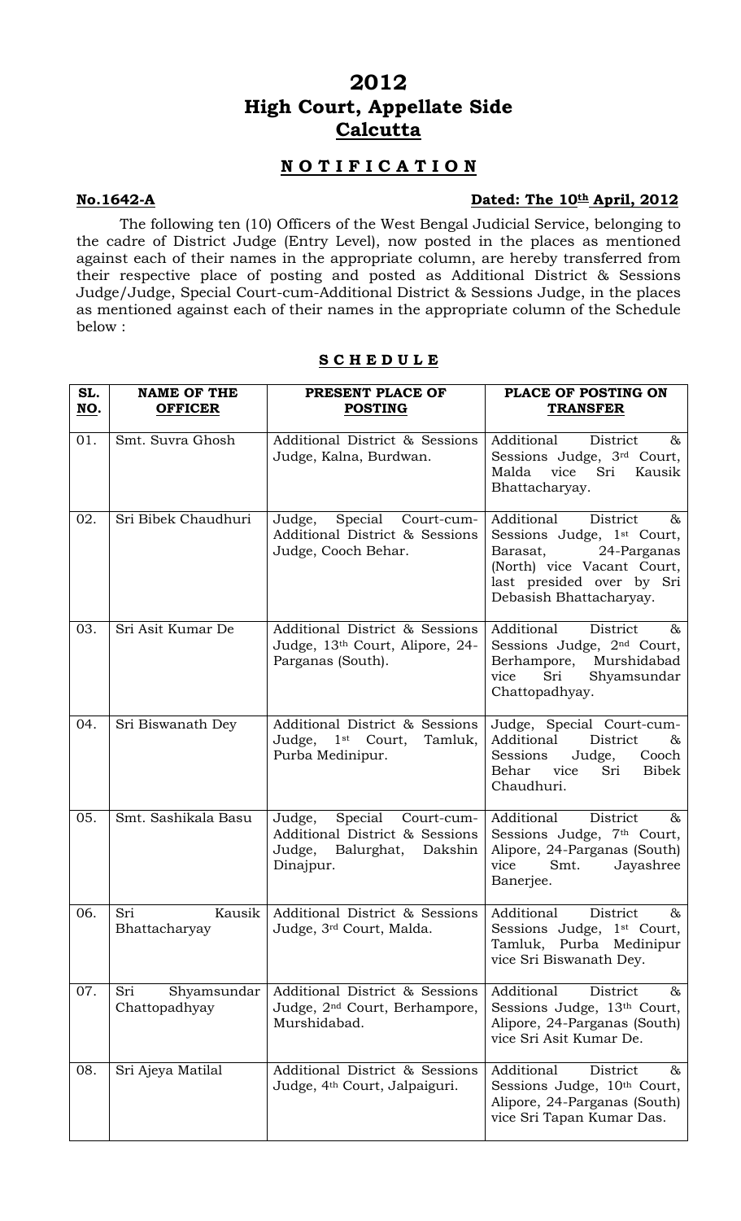# 2012
# High Court, Appellate Side
# Calcutta

## N O T I F I C A T I O N

**No.1642-A** **Dated: The 10th April, 2012**

The following ten (10) Officers of the West Bengal Judicial Service, belonging to the cadre of District Judge (Entry Level), now posted in the places as mentioned against each of their names in the appropriate column, are hereby transferred from their respective place of posting and posted as Additional District & Sessions Judge/Judge, Special Court-cum-Additional District & Sessions Judge, in the places as mentioned against each of their names in the appropriate column of the Schedule below :

**S C H E D U L E**

| SL. NO. | NAME OF THE OFFICER | PRESENT PLACE OF POSTING | PLACE OF POSTING ON TRANSFER |
|---|---|---|---|
| 01. | Smt. Suvra Ghosh | Additional District & Sessions Judge, Kalna, Burdwan. | Additional District & Sessions Judge, 3rd Court, Malda vice Sri Kausik Bhattacharyay. |
| 02. | Sri Bibek Chaudhuri | Judge, Special Court-cum-Additional District & Sessions Judge, Cooch Behar. | Additional District & Sessions Judge, 1st Court, Barasat, 24-Parganas (North) vice Vacant Court, last presided over by Sri Debasish Bhattacharyay. |
| 03. | Sri Asit Kumar De | Additional District & Sessions Judge, 13th Court, Alipore, 24-Parganas (South). | Additional District & Sessions Judge, 2nd Court, Berhampore, Murshidabad vice Sri Shyamsundar Chattopadhyay. |
| 04. | Sri Biswanath Dey | Additional District & Sessions Judge, 1st Court, Tamluk, Purba Medinipur. | Judge, Special Court-cum-Additional District & Sessions Judge, Cooch Behar vice Sri Bibek Chaudhuri. |
| 05. | Smt. Sashikala Basu | Judge, Special Court-cum-Additional District & Sessions Judge, Balurghat, Dakshin Dinajpur. | Additional District & Sessions Judge, 7th Court, Alipore, 24-Parganas (South) vice Smt. Jayashree Banerjee. |
| 06. | Sri Kausik Bhattacharyay | Additional District & Sessions Judge, 3rd Court, Malda. | Additional District & Sessions Judge, 1st Court, Tamluk, Purba Medinipur vice Sri Biswanath Dey. |
| 07. | Sri Shyamsundar Chattopadhyay | Additional District & Sessions Judge, 2nd Court, Berhampore, Murshidabad. | Additional District & Sessions Judge, 13th Court, Alipore, 24-Parganas (South) vice Sri Asit Kumar De. |
| 08. | Sri Ajeya Matilal | Additional District & Sessions Judge, 4th Court, Jalpaiguri. | Additional District & Sessions Judge, 10th Court, Alipore, 24-Parganas (South) vice Sri Tapan Kumar Das. |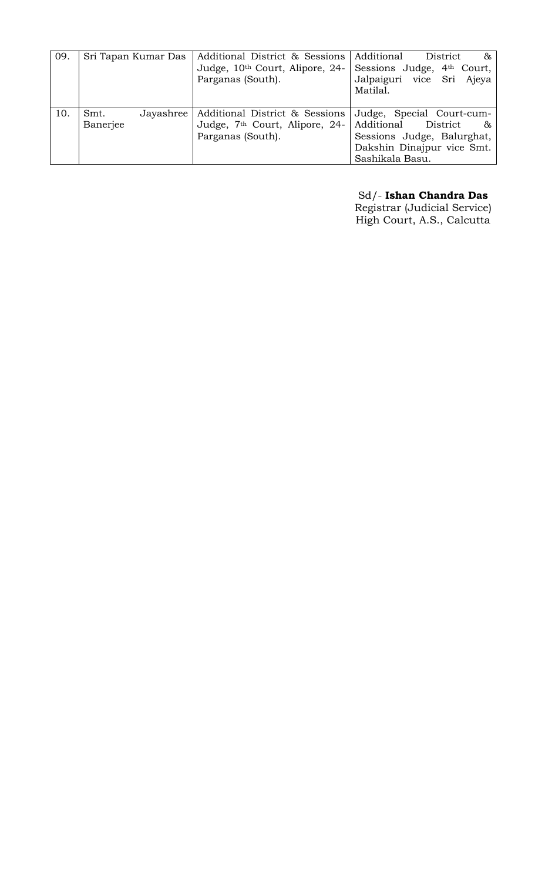| | | | |
|---|---|---|---|
| 09. | Sri Tapan Kumar Das | Additional District & Sessions Judge, 10th Court, Alipore, 24-Parganas (South). | Additional District & Sessions Judge, 4th Court, Jalpaiguri vice Sri Ajeya Matilal. |
| 10. | Smt. Jayashree Banerjee | Additional District & Sessions Judge, 7th Court, Alipore, 24-Parganas (South). | Judge, Special Court-cum-Additional District & Sessions Judge, Balurghat, Dakshin Dinajpur vice Smt. Sashikala Basu. |

Sd/- **Ishan Chandra Das**
Registrar (Judicial Service)
High Court, A.S., Calcutta